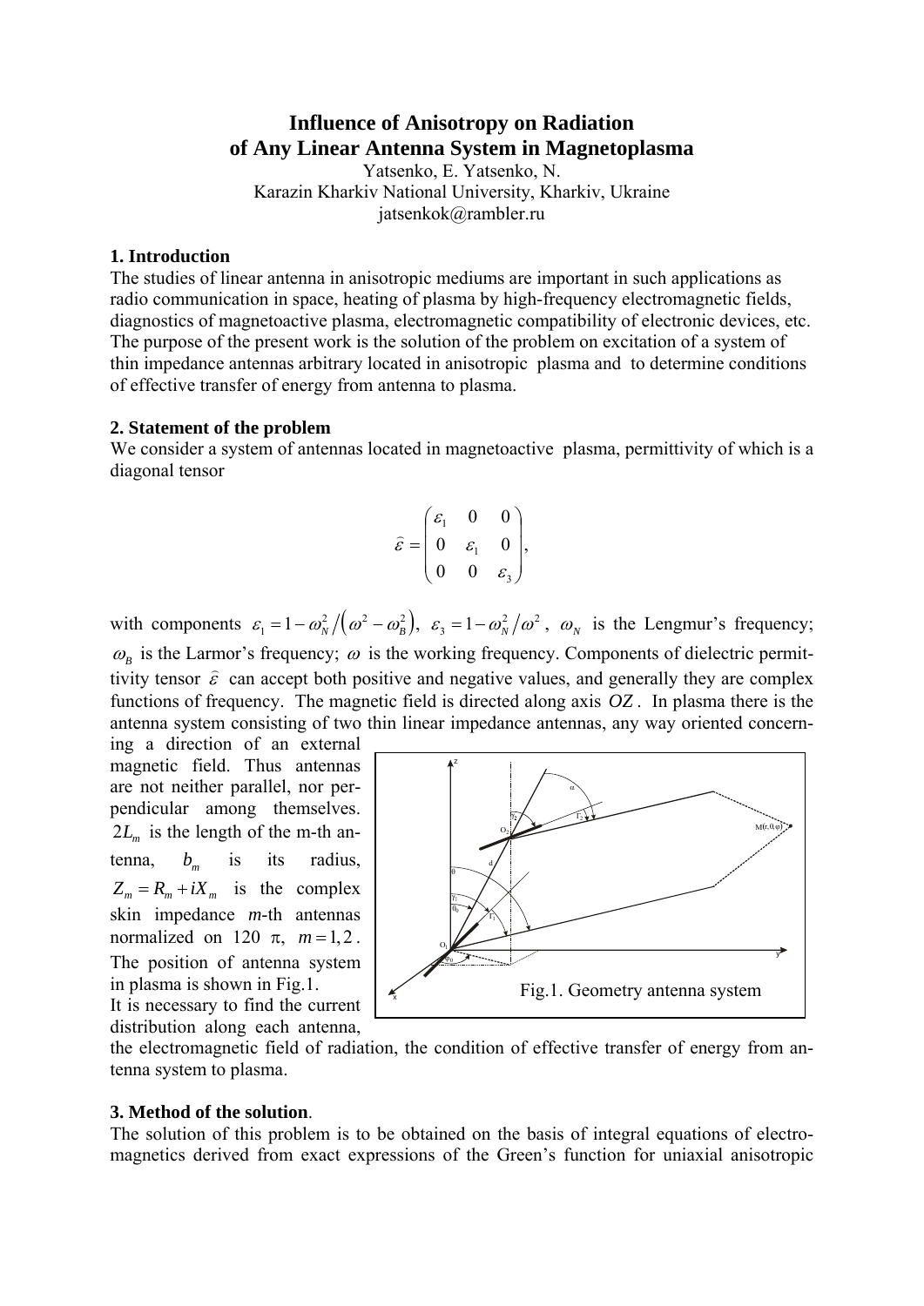# Influence of Anisotropy on Radiation of Any Linear Antenna System in Magnetoplasma

Yatsenko, E. Yatsenko, N.
Karazin Kharkiv National University, Kharkiv, Ukraine
jatsenkok@rambler.ru

## 1. Introduction

The studies of linear antenna in anisotropic mediums are important in such applications as radio communication in space, heating of plasma by high-frequency electromagnetic fields, diagnostics of magnetoactive plasma, electromagnetic compatibility of electronic devices, etc. The purpose of the present work is the solution of the problem on excitation of a system of thin impedance antennas arbitrary located in anisotropic plasma and to determine conditions of effective transfer of energy from antenna to plasma.

## 2. Statement of the problem

We consider a system of antennas located in magnetoactive plasma, permittivity of which is a diagonal tensor

$$\hat{\varepsilon} = \begin{pmatrix} \varepsilon_1 & 0 & 0 \\ 0 & \varepsilon_1 & 0 \\ 0 & 0 & \varepsilon_3 \end{pmatrix},$$

with components $\varepsilon_1 = 1 - \omega_N^2 / \left(\omega^2 - \omega_B^2\right)$, $\varepsilon_3 = 1 - \omega_N^2 / \omega^2$, $\omega_N$ is the Lengmur's frequency; $\omega_B$ is the Larmor's frequency; $\omega$ is the working frequency. Components of dielectric permittivity tensor $\hat{\varepsilon}$ can accept both positive and negative values, and generally they are complex functions of frequency. The magnetic field is directed along axis $OZ$. In plasma there is the antenna system consisting of two thin linear impedance antennas, any way oriented concerning a direction of an external magnetic field. Thus antennas are not neither parallel, nor perpendicular among themselves. $2L_m$ is the length of the m-th antenna, $b_m$ is its radius, $Z_m = R_m + iX_m$ is the complex skin impedance $m$-th antennas normalized on 120 $\pi$, $m = 1, 2$. The position of antenna system in plasma is shown in Fig.1.

Fig.1. Geometry antenna system

It is necessary to find the current distribution along each antenna, the electromagnetic field of radiation, the condition of effective transfer of energy from antenna system to plasma.

## 3. Method of the solution.

The solution of this problem is to be obtained on the basis of integral equations of electromagnetics derived from exact expressions of the Green's function for uniaxial anisotropic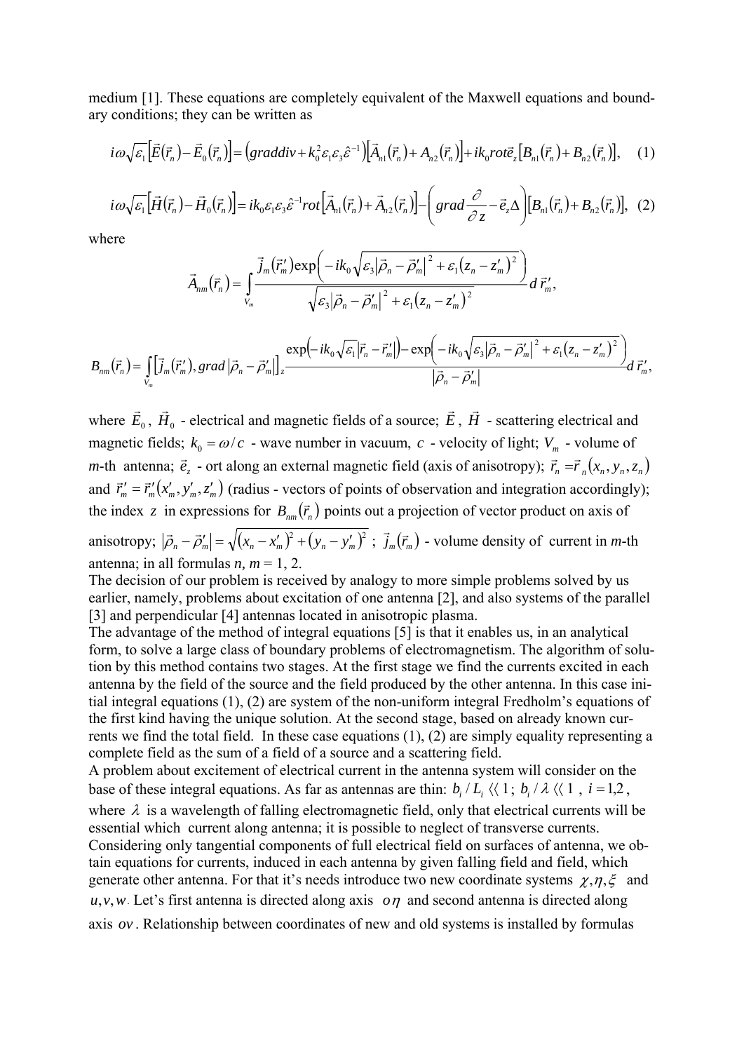medium [1]. These equations are completely equivalent of the Maxwell equations and boundary conditions; they can be written as

$$i\omega\sqrt{\varepsilon_1}\left[\vec{E}(\vec{r}_n)-\vec{E}_0(\vec{r}_n)\right]=\left(graddiv+k_0^2\varepsilon_1\varepsilon_3\hat{\varepsilon}^{-1}\right)\left[\vec{A}_{n1}(\vec{r}_n)+A_{n2}(\vec{r}_n)\right]+ik_0rot\vec{e}_z\left[B_{n1}(\vec{r}_n)+B_{n2}(\vec{r}_n)\right], \quad (1)$$

$$i\omega\sqrt{\varepsilon_1}\left[\vec{H}(\vec{r}_n)-\vec{H}_0(\vec{r}_n)\right]=ik_0\varepsilon_1\varepsilon_3\hat{\varepsilon}^{-1}rot\left[\vec{A}_{n1}(\vec{r}_n)+\vec{A}_{n2}(\vec{r}_n)\right]-\left(grad\frac{\partial}{\partial z}-\vec{e}_z\Delta\right)\left[B_{n1}(\vec{r}_n)+B_{n2}(\vec{r}_n)\right], \quad (2)$$

where

$$\vec{A}_{nm}(\vec{r}_n)=\int\limits_{V_m}\frac{\vec{j}_m(\vec{r}'_m)\exp\left(-ik_0\sqrt{\varepsilon_3\left|\vec{\rho}_n-\vec{\rho}'_m\right|^2+\varepsilon_1(z_n-z'_m)^2}\right)}{\sqrt{\varepsilon_3\left|\vec{\rho}_n-\vec{\rho}'_m\right|^2+\varepsilon_1(z_n-z'_m)^2}}d\vec{r}'_m,$$

$$B_{nm}(\vec{r}_n)=\int\limits_{V_m}\left[\vec{j}_m(\vec{r}'_m),grad\left|\vec{\rho}_n-\vec{\rho}'_m\right|\right]_z\frac{\exp\left(-ik_0\sqrt{\varepsilon_1}\left|\vec{r}_n-\vec{r}'_m\right|\right)-\exp\left(-ik_0\sqrt{\varepsilon_3\left|\vec{\rho}_n-\vec{\rho}'_m\right|^2+\varepsilon_1(z_n-z'_m)^2}\right)}{\left|\vec{\rho}_n-\vec{\rho}'_m\right|}d\vec{r}'_m,$$

where $\vec{E}_0$, $\vec{H}_0$ - electrical and magnetic fields of a source; $\vec{E}$, $\vec{H}$ - scattering electrical and magnetic fields; $k_0=\omega/c$ - wave number in vacuum, $c$ - velocity of light; $V_m$ - volume of *m*-th antenna; $\vec{e}_z$ - ort along an external magnetic field (axis of anisotropy); $\vec{r}_n=\vec{r}_n(x_n,y_n,z_n)$ and $\vec{r}'_m=\vec{r}'_m(x'_m,y'_m,z'_m)$ (radius - vectors of points of observation and integration accordingly); the index $z$ in expressions for $B_{nm}(\vec{r}_n)$ points out a projection of vector product on axis of anisotropy; $\left|\vec{\rho}_n-\vec{\rho}'_m\right|=\sqrt{(x_n-x'_m)^2+(y_n-y'_m)^2}$ ; $\vec{j}_m(\vec{r}_m)$ - volume density of current in *m*-th antenna; in all formulas *n, m* = 1, 2.

The decision of our problem is received by analogy to more simple problems solved by us earlier, namely, problems about excitation of one antenna [2], and also systems of the parallel [3] and perpendicular [4] antennas located in anisotropic plasma.

The advantage of the method of integral equations [5] is that it enables us, in an analytical form, to solve a large class of boundary problems of electromagnetism. The algorithm of solution by this method contains two stages. At the first stage we find the currents excited in each antenna by the field of the source and the field produced by the other antenna. In this case initial integral equations (1), (2) are system of the non-uniform integral Fredholm's equations of the first kind having the unique solution. At the second stage, based on already known currents we find the total field. In these case equations (1), (2) are simply equality representing a complete field as the sum of a field of a source and a scattering field.

A problem about excitement of electrical current in the antenna system will consider on the base of these integral equations. As far as antennas are thin: $b_i/L_i \ll 1$; $b_i/\lambda \ll 1$ , $i=1,2$, where $\lambda$ is a wavelength of falling electromagnetic field, only that electrical currents will be essential which current along antenna; it is possible to neglect of transverse currents. Considering only tangential components of full electrical field on surfaces of antenna, we obtain equations for currents, induced in each antenna by given falling field and field, which generate other antenna. For that it's needs introduce two new coordinate systems $\chi,\eta,\xi$ and $u,v,w$. Let's first antenna is directed along axis $o\eta$ and second antenna is directed along axis $ov$. Relationship between coordinates of new and old systems is installed by formulas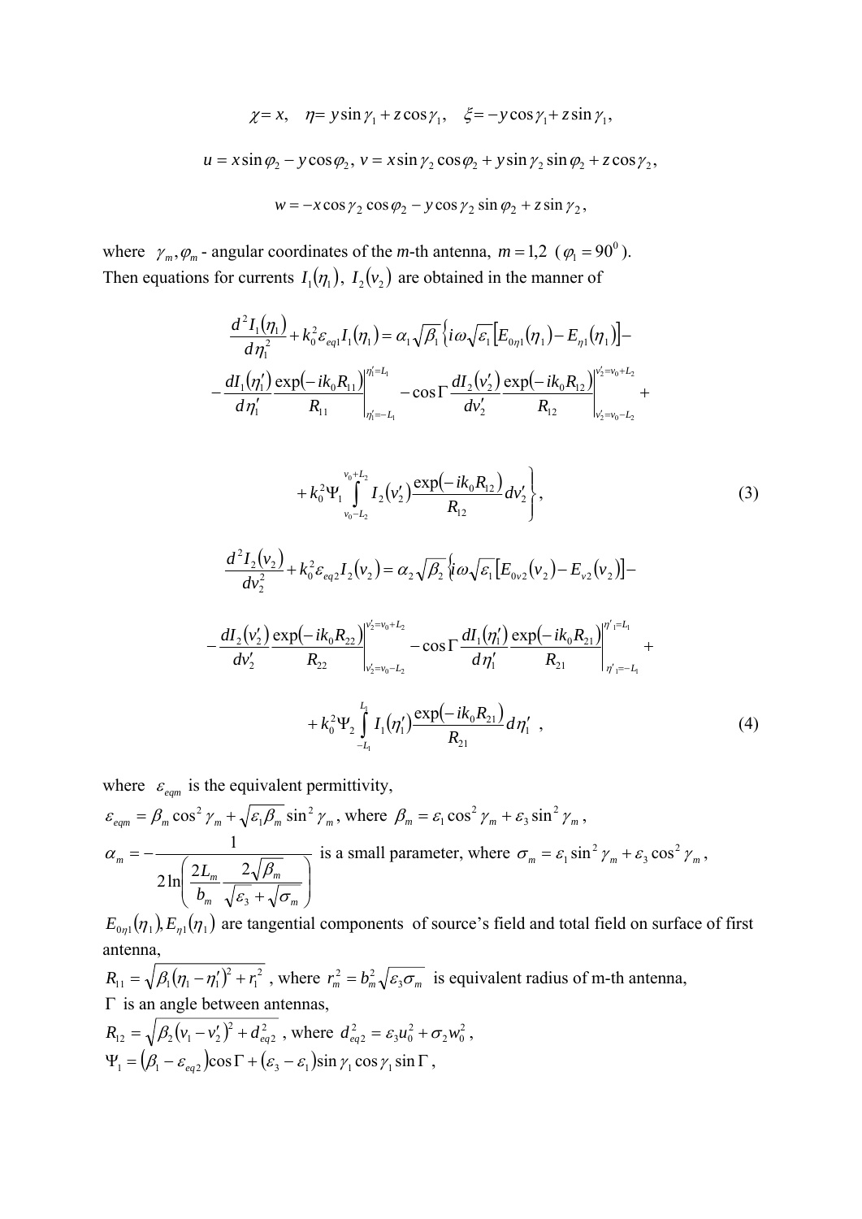$$\chi = x, \quad \eta = y\sin\gamma_1 + z\cos\gamma_1, \quad \xi = -y\cos\gamma_1 + z\sin\gamma_1,$$

$$u = x\sin\varphi_2 - y\cos\varphi_2,\; v = x\sin\gamma_2\cos\varphi_2 + y\sin\gamma_2\sin\varphi_2 + z\cos\gamma_2,$$

$$w = -x\cos\gamma_2\cos\varphi_2 - y\cos\gamma_2\sin\varphi_2 + z\sin\gamma_2,$$

where $\gamma_m, \varphi_m$ - angular coordinates of the *m*-th antenna, $m = 1,2$ ($\varphi_1 = 90^0$).

Then equations for currents $I_1(\eta_1)$, $I_2(v_2)$ are obtained in the manner of

$$\frac{d^2 I_1(\eta_1)}{d\eta_1^2} + k_0^2 \varepsilon_{eq1} I_1(\eta_1) = \alpha_1\sqrt{\beta_1}\Big\{i\omega\sqrt{\varepsilon_1}\left[E_{0\eta 1}(\eta_1) - E_{\eta 1}(\eta_1)\right] -$$

$$- \frac{dI_1(\eta_1')}{d\eta_1'}\frac{\exp(-ik_0 R_{11})}{R_{11}}\Bigg|_{\eta_1'=-L_1}^{\eta_1'=L_1} - \cos\Gamma\frac{dI_2(v_2')}{dv_2'}\frac{\exp(-ik_0 R_{12})}{R_{12}}\Bigg|_{v_2'=v_0-L_2}^{v_2'=v_0+L_2} +$$

$$+ k_0^2\Psi_1\int_{v_0-L_2}^{v_0+L_2} I_2(v_2')\frac{\exp(-ik_0 R_{12})}{R_{12}}dv_2'\Bigg\}, \tag{3}$$

$$\frac{d^2 I_2(v_2)}{dv_2^2} + k_0^2 \varepsilon_{eq2} I_2(v_2) = \alpha_2\sqrt{\beta_2}\Big\{i\omega\sqrt{\varepsilon_1}\left[E_{0v2}(v_2) - E_{v2}(v_2)\right] -$$

$$- \frac{dI_2(v_2')}{dv_2'}\frac{\exp(-ik_0 R_{22})}{R_{22}}\Bigg|_{v_2'=v_0-L_2}^{v_2'=v_0+L_2} - \cos\Gamma\frac{dI_1(\eta_1')}{d\eta_1'}\frac{\exp(-ik_0 R_{21})}{R_{21}}\Bigg|_{\eta'_1=-L_1}^{\eta'_1=L_1} +$$

$$+ k_0^2\Psi_2\int_{-L_1}^{L_1} I_1(\eta_1')\frac{\exp(-ik_0 R_{21})}{R_{21}}d\eta_1' \; , \tag{4}$$

where $\varepsilon_{eqm}$ is the equivalent permittivity,

$\varepsilon_{eqm} = \beta_m\cos^2\gamma_m + \sqrt{\varepsilon_1\beta_m}\sin^2\gamma_m$, where $\beta_m = \varepsilon_1\cos^2\gamma_m + \varepsilon_3\sin^2\gamma_m$,

$\alpha_m = -\dfrac{1}{2\ln\left(\dfrac{2L_m}{b_m}\dfrac{2\sqrt{\beta_m}}{\sqrt{\varepsilon_3}+\sqrt{\sigma_m}}\right)}$ is a small parameter, where $\sigma_m = \varepsilon_1\sin^2\gamma_m + \varepsilon_3\cos^2\gamma_m$,

$E_{0\eta 1}(\eta_1), E_{\eta 1}(\eta_1)$ are tangential components of source's field and total field on surface of first antenna,

$R_{11} = \sqrt{\beta_1(\eta_1 - \eta_1')^2 + r_1^2}$, where $r_m^2 = b_m^2\sqrt{\varepsilon_3\sigma_m}$ is equivalent radius of m-th antenna,

$\Gamma$ is an angle between antennas,

$R_{12} = \sqrt{\beta_2(v_1 - v_2')^2 + d_{eq2}^2}$, where $d_{eq2}^2 = \varepsilon_3 u_0^2 + \sigma_2 w_0^2$,

$\Psi_1 = (\beta_1 - \varepsilon_{eq2})\cos\Gamma + (\varepsilon_3 - \varepsilon_1)\sin\gamma_1\cos\gamma_1\sin\Gamma$,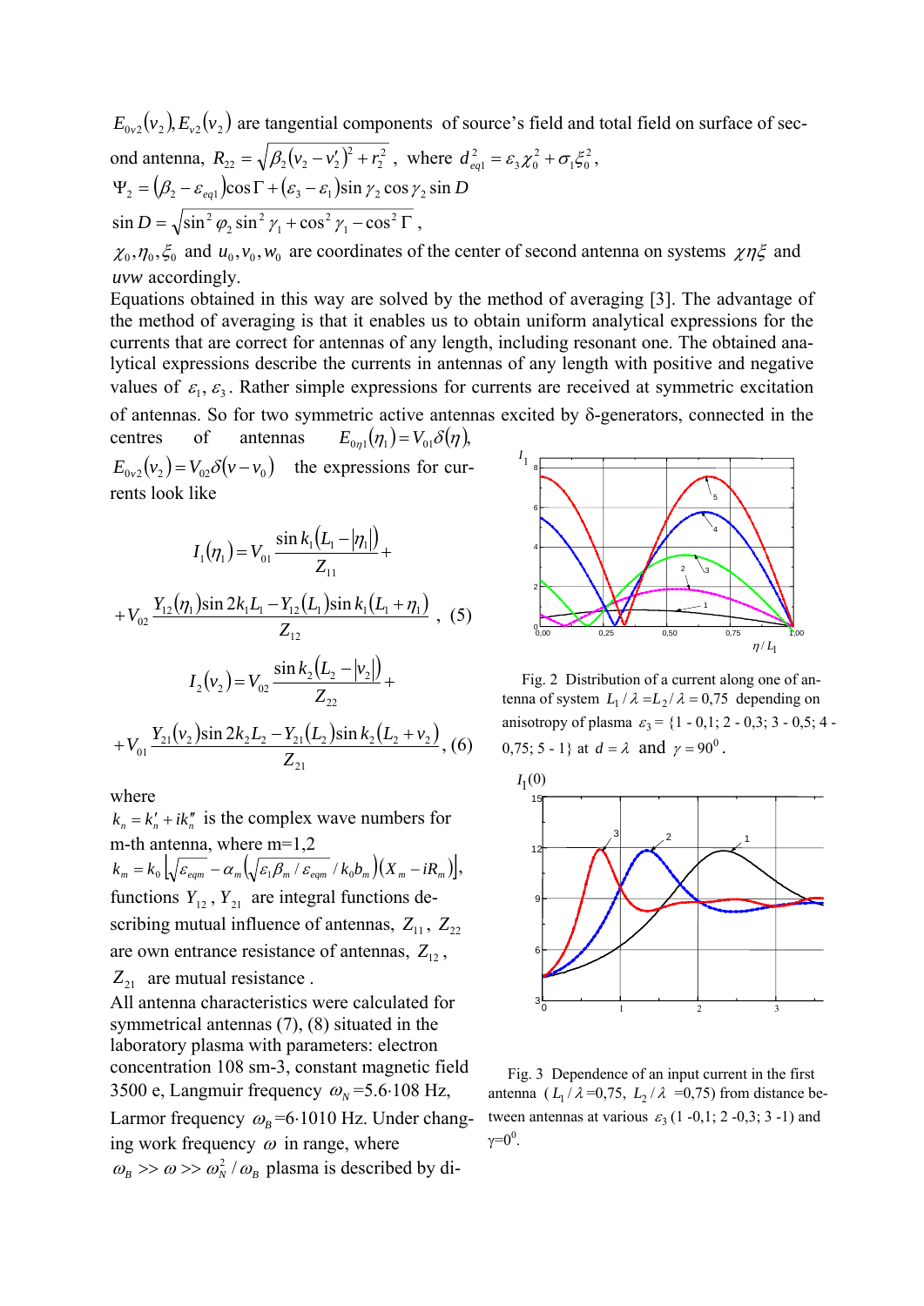$E_{0\nu 2}(\nu_2), E_{\nu 2}(\nu_2)$ are tangential components of source's field and total field on surface of second antenna, $R_{22} = \sqrt{\beta_2(\nu_2 - \nu_2')^2 + r_2^2}$, where $d_{eq1}^2 = \varepsilon_3 \chi_0^2 + \sigma_1 \xi_0^2$,

$\Psi_2 = (\beta_2 - \varepsilon_{eq1})\cos\Gamma + (\varepsilon_3 - \varepsilon_1)\sin\gamma_2 \cos\gamma_2 \sin D$

$\sin D = \sqrt{\sin^2\varphi_2 \sin^2\gamma_1 + \cos^2\gamma_1 - \cos^2\Gamma}$,

$\chi_0, \eta_0, \xi_0$ and $u_0, v_0, w_0$ are coordinates of the center of second antenna on systems $\chi\eta\xi$ and $uvw$ accordingly.

Equations obtained in this way are solved by the method of averaging [3]. The advantage of the method of averaging is that it enables us to obtain uniform analytical expressions for the currents that are correct for antennas of any length, including resonant one. The obtained analytical expressions describe the currents in antennas of any length with positive and negative values of $\varepsilon_1, \varepsilon_3$. Rather simple expressions for currents are received at symmetric excitation of antennas. So for two symmetric active antennas excited by δ-generators, connected in the centres of antennas $E_{0\eta 1}(\eta_1) = V_{01}\delta(\eta)$, $E_{0\nu 2}(\nu_2) = V_{02}\delta(\nu - \nu_0)$ the expressions for currents look like

$$I_1(\eta_1) = V_{01}\frac{\sin k_1(L_1 - |\eta_1|)}{Z_{11}} +$$

$$+ V_{02}\frac{Y_{12}(\eta_1)\sin 2k_1 L_1 - Y_{12}(L_1)\sin k_1(L_1 + \eta_1)}{Z_{12}}, \quad (5)$$

$$I_2(\nu_2) = V_{02}\frac{\sin k_2(L_2 - |\nu_2|)}{Z_{22}} +$$

$$+ V_{01}\frac{Y_{21}(\nu_2)\sin 2k_2 L_2 - Y_{21}(L_2)\sin k_2(L_2 + \nu_2)}{Z_{21}}, \quad (6)$$

where

$k_n = k_n' + ik_n''$ is the complex wave numbers for m-th antenna, where m=1,2

$k_m = k_0\left[\sqrt{\varepsilon_{eqm}} - \alpha_m\left(\sqrt{\varepsilon_1 \beta_m / \varepsilon_{eqm}} / k_0 b_m\right)(X_m - iR_m)\right]$,

functions $Y_{12}$, $Y_{21}$ are integral functions describing mutual influence of antennas, $Z_{11}$, $Z_{22}$ are own entrance resistance of antennas, $Z_{12}$, $Z_{21}$ are mutual resistance .

All antenna characteristics were calculated for symmetrical antennas (7), (8) situated in the laboratory plasma with parameters: electron concentration 108 sm-3, constant magnetic field 3500 e, Langmuir frequency $\omega_N$=5.6·108 Hz, Larmor frequency $\omega_B$=6·1010 Hz. Under changing work frequency $\omega$ in range, where $\omega_B >> \omega >> \omega_N^2/\omega_B$ plasma is described by di-

Fig. 2 Distribution of a current along one of antenna of system $L_1/\lambda = L_2/\lambda = 0{,}75$ depending on anisotropy of plasma $\varepsilon_3$ = {1 - 0,1; 2 - 0,3; 3 - 0,5; 4 - 0,75; 5 - 1} at $d = \lambda$ and $\gamma = 90^0$.

Fig. 3 Dependence of an input current in the first antenna ($L_1/\lambda$ =0,75, $L_2/\lambda$ =0,75) from distance between antennas at various $\varepsilon_3$ (1 -0,1; 2 -0,3; 3 -1) and γ=0[0].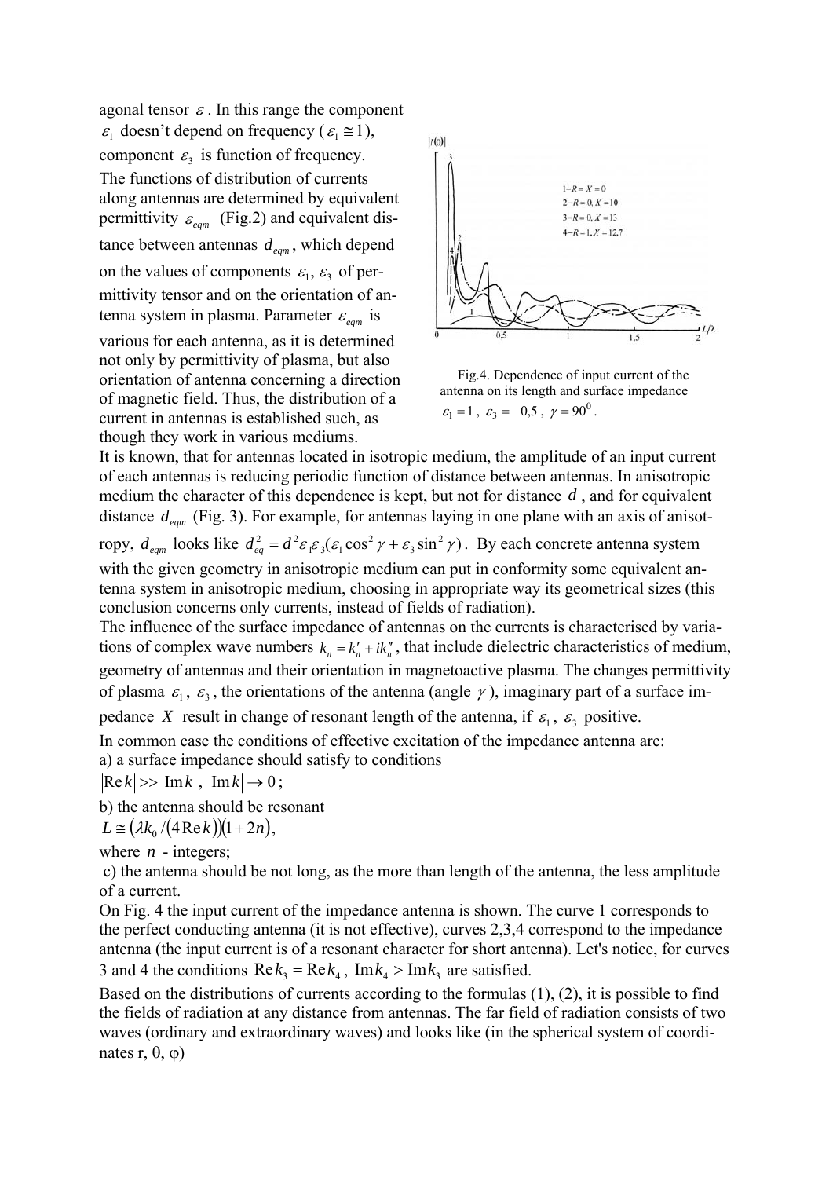agonal tensor $\varepsilon$. In this range the component $\varepsilon_1$ doesn't depend on frequency ($\varepsilon_1 \cong 1$), component $\varepsilon_3$ is function of frequency. The functions of distribution of currents along antennas are determined by equivalent permittivity $\varepsilon_{eqm}$ (Fig.2) and equivalent distance between antennas $d_{eqm}$, which depend on the values of components $\varepsilon_1$, $\varepsilon_3$ of permittivity tensor and on the orientation of antenna system in plasma. Parameter $\varepsilon_{eqm}$ is various for each antenna, as it is determined not only by permittivity of plasma, but also orientation of antenna concerning a direction of magnetic field. Thus, the distribution of a current in antennas is established such, as though they work in various mediums.

Fig.4. Dependence of input current of the antenna on its length and surface impedance $\varepsilon_1 = 1$, $\varepsilon_3 = -0{,}5$, $\gamma = 90^0$.

It is known, that for antennas located in isotropic medium, the amplitude of an input current of each antennas is reducing periodic function of distance between antennas. In anisotropic medium the character of this dependence is kept, but not for distance $d$, and for equivalent distance $d_{eqm}$ (Fig. 3). For example, for antennas laying in one plane with an axis of anisotropy, $d_{eqm}$ looks like $d_{eq}^2 = d^2 \varepsilon_1 \varepsilon_3 (\varepsilon_1 \cos^2 \gamma + \varepsilon_3 \sin^2 \gamma)$. By each concrete antenna system with the given geometry in anisotropic medium can put in conformity some equivalent antenna system in anisotropic medium, choosing in appropriate way its geometrical sizes (this conclusion concerns only currents, instead of fields of radiation).

The influence of the surface impedance of antennas on the currents is characterised by variations of complex wave numbers $k_n = k_n' + ik_n''$, that include dielectric characteristics of medium, geometry of antennas and their orientation in magnetoactive plasma. The changes permittivity of plasma $\varepsilon_1$, $\varepsilon_3$, the orientations of the antenna (angle $\gamma$), imaginary part of a surface impedance $X$ result in change of resonant length of the antenna, if $\varepsilon_1$, $\varepsilon_3$ positive.

In common case the conditions of effective excitation of the impedance antenna are:

a) a surface impedance should satisfy to conditions

$|\mathrm{Re}\, k| >> |\mathrm{Im}\, k|$, $|\mathrm{Im}\, k| \to 0$;

b) the antenna should be resonant

$L \cong (\lambda k_0 / (4 \mathrm{Re}\, k))(1 + 2n)$,

where $n$ - integers;

c) the antenna should be not long, as the more than length of the antenna, the less amplitude of a current.

On Fig. 4 the input current of the impedance antenna is shown. The curve 1 corresponds to the perfect conducting antenna (it is not effective), curves 2,3,4 correspond to the impedance antenna (the input current is of a resonant character for short antenna). Let's notice, for curves 3 and 4 the conditions $\mathrm{Re}\, k_3 = \mathrm{Re}\, k_4$, $\mathrm{Im}\, k_4 > \mathrm{Im}\, k_3$ are satisfied.

Based on the distributions of currents according to the formulas (1), (2), it is possible to find the fields of radiation at any distance from antennas. The far field of radiation consists of two waves (ordinary and extraordinary waves) and looks like (in the spherical system of coordinates r, θ, φ)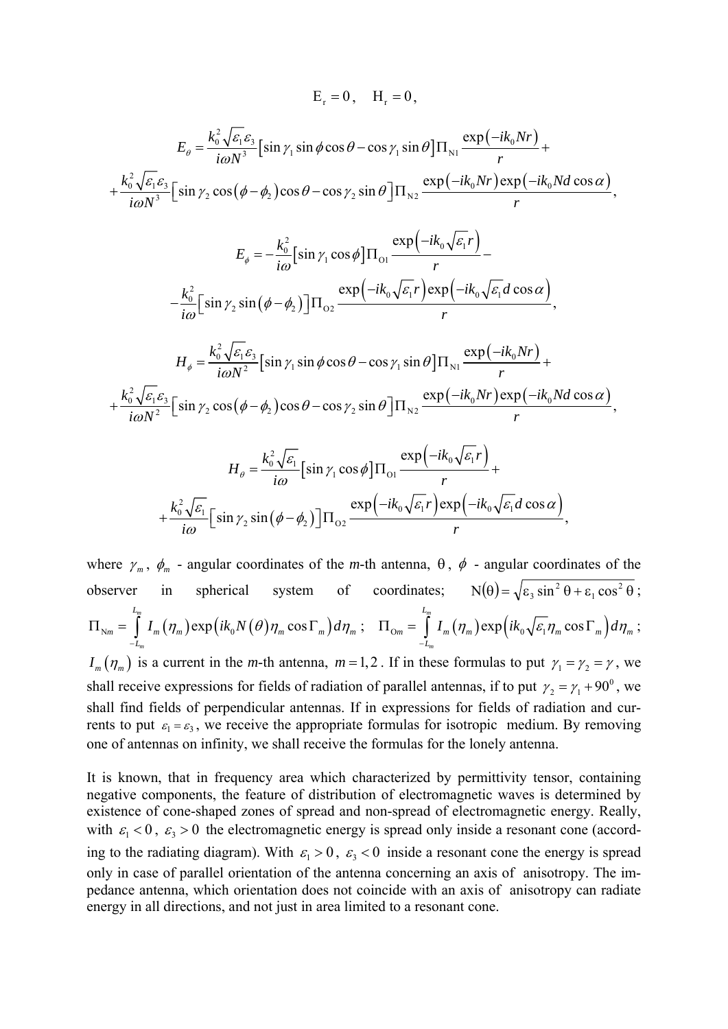$$\mathrm{E_r} = 0, \quad \mathrm{H_r} = 0,$$

$$E_\theta = \frac{k_0^2 \sqrt{\varepsilon_1}\varepsilon_3}{i\omega N^3}\left[\sin\gamma_1 \sin\phi \cos\theta - \cos\gamma_1 \sin\theta\right]\Pi_{\mathrm{N1}} \frac{\exp\left(-ik_0 N r\right)}{r} +$$

$$+\frac{k_0^2 \sqrt{\varepsilon_1}\varepsilon_3}{i\omega N^3}\left[\sin\gamma_2 \cos\left(\phi - \phi_2\right)\cos\theta - \cos\gamma_2 \sin\theta\right]\Pi_{\mathrm{N2}} \frac{\exp\left(-ik_0 N r\right)\exp\left(-ik_0 N d\cos\alpha\right)}{r},$$

$$E_\phi = -\frac{k_0^2}{i\omega}\left[\sin\gamma_1 \cos\phi\right]\Pi_{\mathrm{O1}} \frac{\exp\left(-ik_0\sqrt{\varepsilon_1} r\right)}{r} -$$

$$-\frac{k_0^2}{i\omega}\left[\sin\gamma_2 \sin\left(\phi - \phi_2\right)\right]\Pi_{\mathrm{O2}} \frac{\exp\left(-ik_0\sqrt{\varepsilon_1} r\right)\exp\left(-ik_0\sqrt{\varepsilon_1} d\cos\alpha\right)}{r},$$

$$H_\phi = \frac{k_0^2 \sqrt{\varepsilon_1}\varepsilon_3}{i\omega N^2}\left[\sin\gamma_1 \sin\phi \cos\theta - \cos\gamma_1 \sin\theta\right]\Pi_{\mathrm{N1}} \frac{\exp\left(-ik_0 N r\right)}{r} +$$

$$+\frac{k_0^2 \sqrt{\varepsilon_1}\varepsilon_3}{i\omega N^2}\left[\sin\gamma_2 \cos\left(\phi - \phi_2\right)\cos\theta - \cos\gamma_2 \sin\theta\right]\Pi_{\mathrm{N2}} \frac{\exp\left(-ik_0 N r\right)\exp\left(-ik_0 N d\cos\alpha\right)}{r},$$

$$H_\theta = \frac{k_0^2 \sqrt{\varepsilon_1}}{i\omega}\left[\sin\gamma_1 \cos\phi\right]\Pi_{\mathrm{O1}} \frac{\exp\left(-ik_0\sqrt{\varepsilon_1} r\right)}{r} +$$

$$+\frac{k_0^2 \sqrt{\varepsilon_1}}{i\omega}\left[\sin\gamma_2 \sin\left(\phi - \phi_2\right)\right]\Pi_{\mathrm{O2}} \frac{\exp\left(-ik_0\sqrt{\varepsilon_1} r\right)\exp\left(-ik_0\sqrt{\varepsilon_1} d\cos\alpha\right)}{r},$$

where $\gamma_m$, $\phi_m$ - angular coordinates of the *m*-th antenna, $\theta$, $\phi$ - angular coordinates of the observer in spherical system of coordinates; $\mathrm{N}(\theta) = \sqrt{\varepsilon_3 \sin^2\theta + \varepsilon_1 \cos^2\theta}$; $\Pi_{\mathrm{N}m} = \int\limits_{-L_m}^{L_m} I_m\left(\eta_m\right)\exp\left(ik_0 N\left(\theta\right)\eta_m \cos\Gamma_m\right)d\eta_m$; $\Pi_{\mathrm{O}m} = \int\limits_{-L_m}^{L_m} I_m\left(\eta_m\right)\exp\left(ik_0\sqrt{\varepsilon_1}\eta_m \cos\Gamma_m\right)d\eta_m$; $I_m\left(\eta_m\right)$ is a current in the *m*-th antenna, $m = 1,2$. If in these formulas to put $\gamma_1 = \gamma_2 = \gamma$, we shall receive expressions for fields of radiation of parallel antennas, if to put $\gamma_2 = \gamma_1 + 90^0$, we shall find fields of perpendicular antennas. If in expressions for fields of radiation and currents to put $\varepsilon_1 = \varepsilon_3$, we receive the appropriate formulas for isotropic medium. By removing one of antennas on infinity, we shall receive the formulas for the lonely antenna.

It is known, that in frequency area which characterized by permittivity tensor, containing negative components, the feature of distribution of electromagnetic waves is determined by existence of cone-shaped zones of spread and non-spread of electromagnetic energy. Really, with $\varepsilon_1 < 0$, $\varepsilon_3 > 0$ the electromagnetic energy is spread only inside a resonant cone (according to the radiating diagram). With $\varepsilon_1 > 0$, $\varepsilon_3 < 0$ inside a resonant cone the energy is spread only in case of parallel orientation of the antenna concerning an axis of anisotropy. The impedance antenna, which orientation does not coincide with an axis of anisotropy can radiate energy in all directions, and not just in area limited to a resonant cone.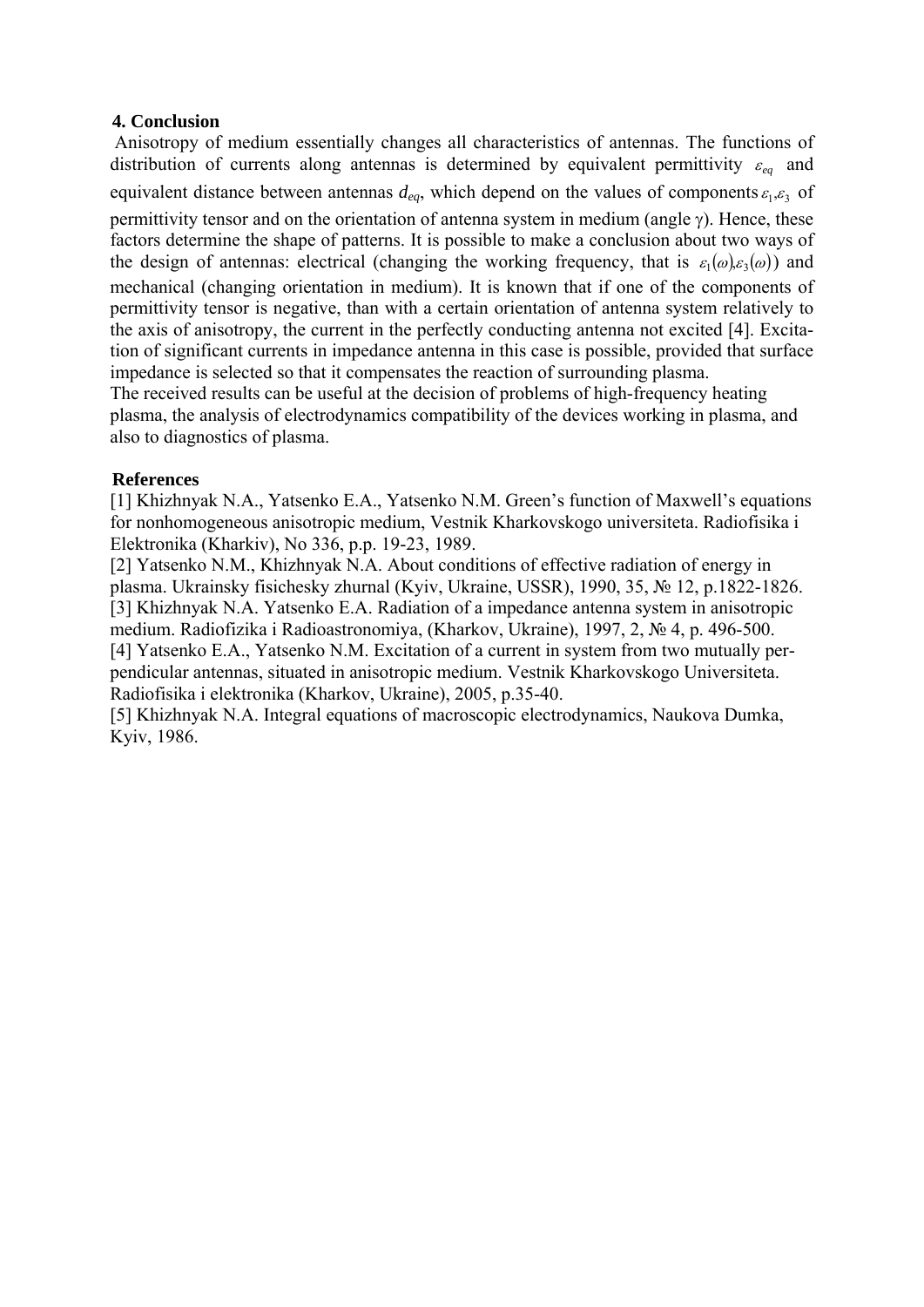## 4. Conclusion

Anisotropy of medium essentially changes all characteristics of antennas. The functions of distribution of currents along antennas is determined by equivalent permittivity $\varepsilon_{eq}$ and equivalent distance between antennas $d_{eq}$, which depend on the values of components $\varepsilon_1, \varepsilon_3$ of permittivity tensor and on the orientation of antenna system in medium (angle $\gamma$). Hence, these factors determine the shape of patterns. It is possible to make a conclusion about two ways of the design of antennas: electrical (changing the working frequency, that is $\varepsilon_1(\omega), \varepsilon_3(\omega)$) and mechanical (changing orientation in medium). It is known that if one of the components of permittivity tensor is negative, than with a certain orientation of antenna system relatively to the axis of anisotropy, the current in the perfectly conducting antenna not excited [4]. Excitation of significant currents in impedance antenna in this case is possible, provided that surface impedance is selected so that it compensates the reaction of surrounding plasma.

The received results can be useful at the decision of problems of high-frequency heating plasma, the analysis of electrodynamics compatibility of the devices working in plasma, and also to diagnostics of plasma.

## References

[1] Khizhnyak N.A., Yatsenko E.A., Yatsenko N.M. Green's function of Maxwell's equations for nonhomogeneous anisotropic medium, Vestnik Kharkovskogo universiteta. Radiofisika i Elektronika (Kharkiv), No 336, p.p. 19-23, 1989.

[2] Yatsenko N.M., Khizhnyak N.A. About conditions of effective radiation of energy in plasma. Ukrainsky fisichesky zhurnal (Kyiv, Ukraine, USSR), 1990, 35, № 12, p.1822-1826.

[3] Khizhnyak N.A. Yatsenko E.A. Radiation of a impedance antenna system in anisotropic medium. Radiofizika i Radioastronomiya, (Kharkov, Ukraine), 1997, 2, № 4, p. 496-500.

[4] Yatsenko E.A., Yatsenko N.M. Excitation of a current in system from two mutually perpendicular antennas, situated in anisotropic medium. Vestnik Kharkovskogo Universiteta. Radiofisika i elektronika (Kharkov, Ukraine), 2005, p.35-40.

[5] Khizhnyak N.A. Integral equations of macroscopic electrodynamics, Naukova Dumka, Kyiv, 1986.